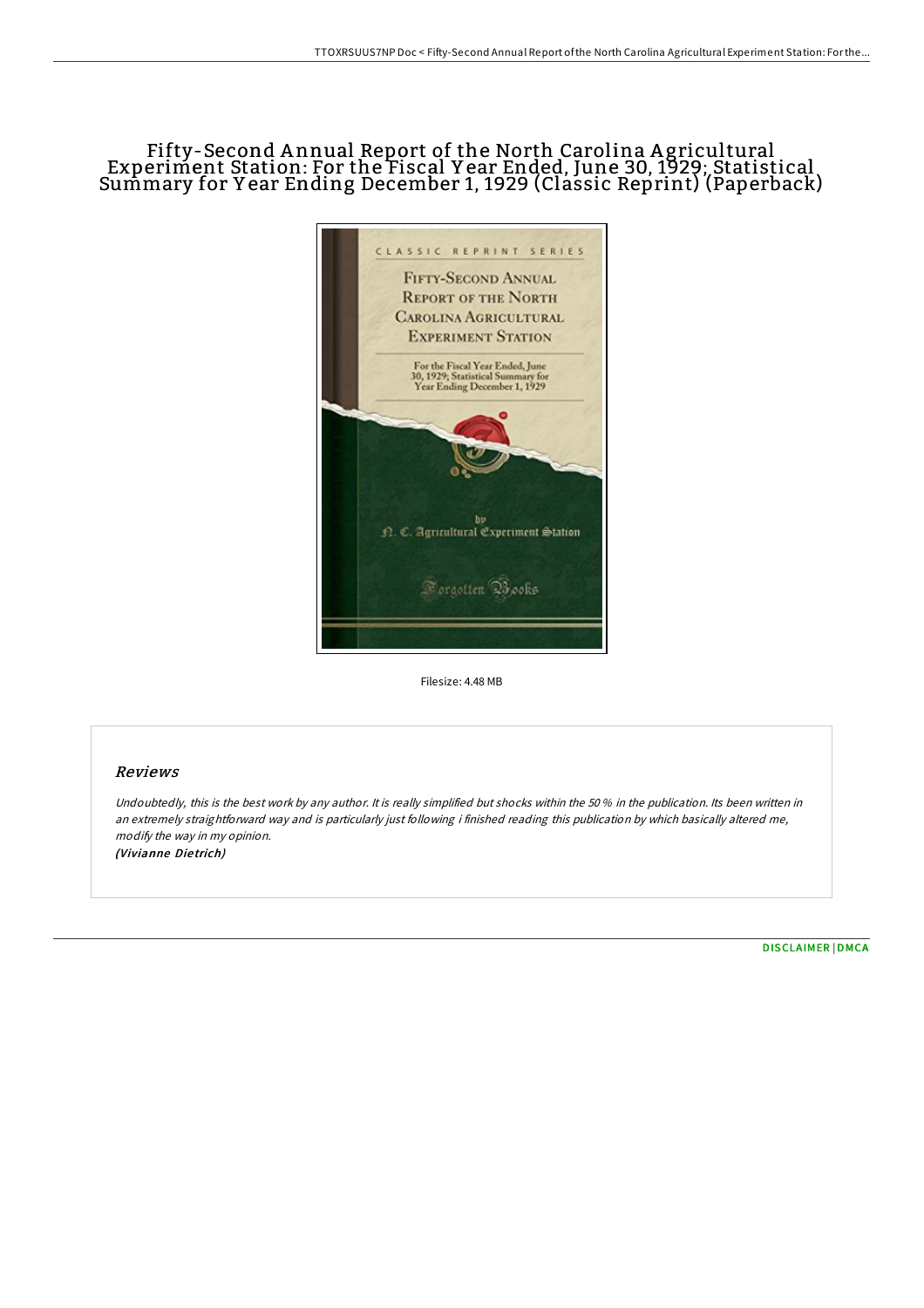# Fifty-Second Annual Report of the North Carolina Agricultural Experiment Station: For the Fiscal Year Ended, June 30, 1929; Statistical Summary for Year Ending December 1, 1929 (Classic Reprint) (Paperback)

Filesize: 4.48 MB

## Reviews

*Undoubtedly, this is the best work by any author. It is really simplified but shocks within the 50 % in the publication. Its been written in an extremely straightforward way and is particularly just following i finished reading this publication by which basically altered me, modify the way in my opinion.*
*(Vivianne Dietrich)*

DISCLAIMER | DMCA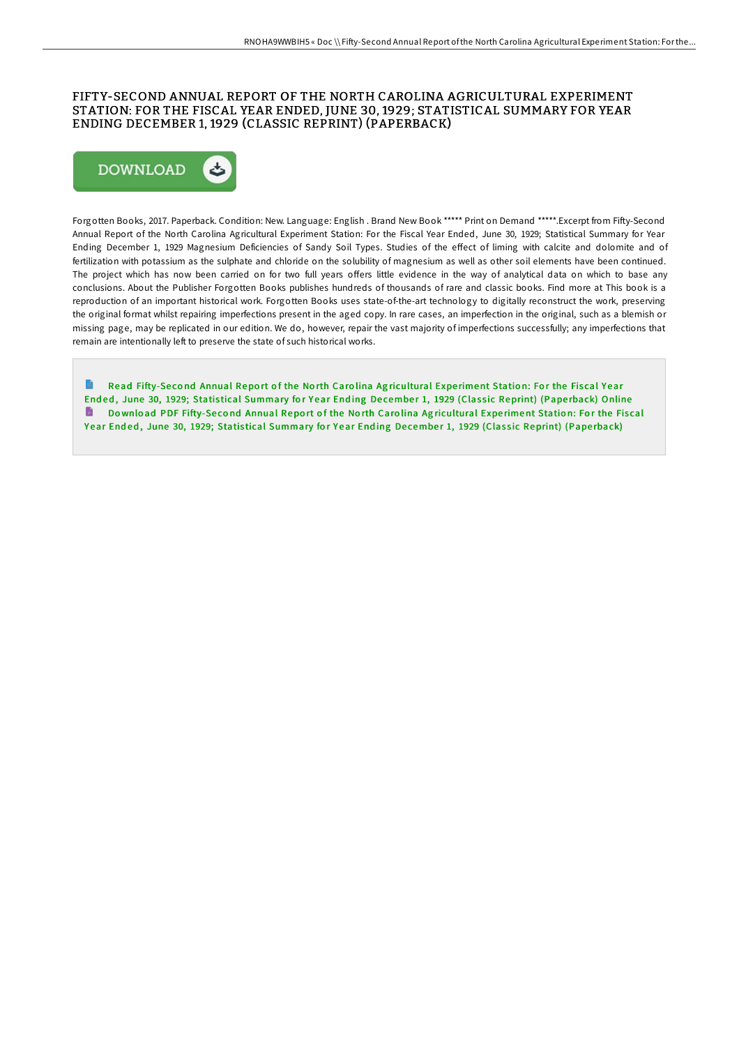# FIFTY-SECOND ANNUAL REPORT OF THE NORTH CAROLINA AGRICULTURAL EXPERIMENT STATION: FOR THE FISCAL YEAR ENDED, JUNE 30, 1929; STATISTICAL SUMMARY FOR YEAR ENDING DECEMBER 1, 1929 (CLASSIC REPRINT) (PAPERBACK)

Forgotten Books, 2017. Paperback. Condition: New. Language: English . Brand New Book ***** Print on Demand *****.Excerpt from Fifty-Second Annual Report of the North Carolina Agricultural Experiment Station: For the Fiscal Year Ended, June 30, 1929; Statistical Summary for Year Ending December 1, 1929 Magnesium Deficiencies of Sandy Soil Types. Studies of the effect of liming with calcite and dolomite and of fertilization with potassium as the sulphate and chloride on the solubility of magnesium as well as other soil elements have been continued. The project which has now been carried on for two full years offers little evidence in the way of analytical data on which to base any conclusions. About the Publisher Forgotten Books publishes hundreds of thousands of rare and classic books. Find more at This book is a reproduction of an important historical work. Forgotten Books uses state-of-the-art technology to digitally reconstruct the work, preserving the original format whilst repairing imperfections present in the aged copy. In rare cases, an imperfection in the original, such as a blemish or missing page, may be replicated in our edition. We do, however, repair the vast majority of imperfections successfully; any imperfections that remain are intentionally left to preserve the state of such historical works.

Read Fifty-Second Annual Report of the North Carolina Agricultural Experiment Station: For the Fiscal Year Ended, June 30, 1929; Statistical Summary for Year Ending December 1, 1929 (Classic Reprint) (Paperback) Online

Download PDF Fifty-Second Annual Report of the North Carolina Agricultural Experiment Station: For the Fiscal Year Ended, June 30, 1929; Statistical Summary for Year Ending December 1, 1929 (Classic Reprint) (Paperback)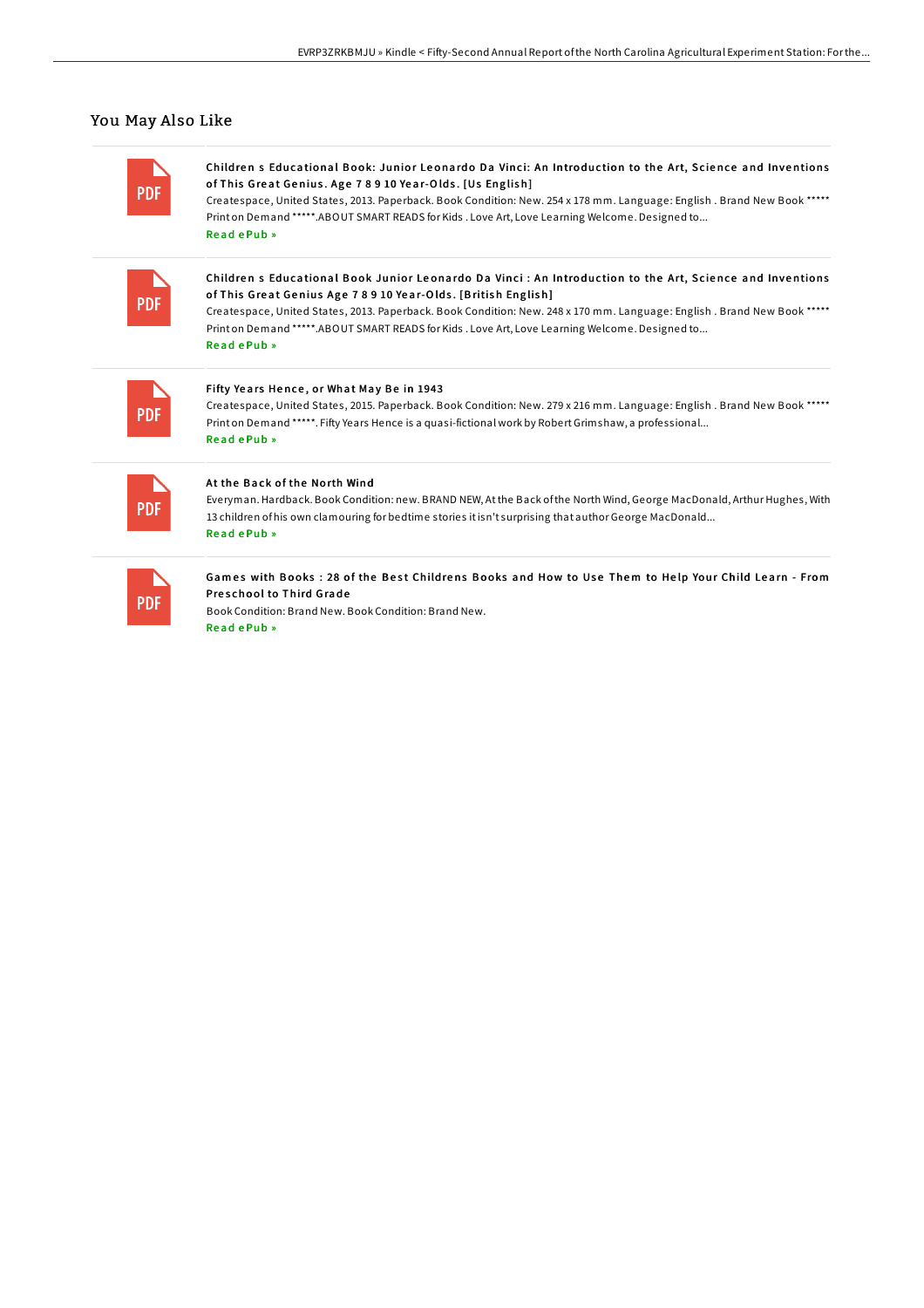## You May Also Like

**Children s Educational Book: Junior Leonardo Da Vinci: An Introduction to the Art, Science and Inventions of This Great Genius. Age 7 8 9 10 Year-Olds. [Us English]**

Createspace, United States, 2013. Paperback. Book Condition: New. 254 x 178 mm. Language: English . Brand New Book ***** Print on Demand *****.ABOUT SMART READS for Kids . Love Art, Love Learning Welcome. Designed to...

Read ePub »

**Children s Educational Book Junior Leonardo Da Vinci : An Introduction to the Art, Science and Inventions of This Great Genius Age 7 8 9 10 Year-Olds. [British English]**

Createspace, United States, 2013. Paperback. Book Condition: New. 248 x 170 mm. Language: English . Brand New Book ***** Print on Demand *****.ABOUT SMART READS for Kids . Love Art, Love Learning Welcome. Designed to...

Read ePub »

**Fifty Years Hence, or What May Be in 1943**

Createspace, United States, 2015. Paperback. Book Condition: New. 279 x 216 mm. Language: English . Brand New Book ***** Print on Demand *****. Fifty Years Hence is a quasi-fictional work by Robert Grimshaw, a professional...

Read ePub »

**At the Back of the North Wind**

Everyman. Hardback. Book Condition: new. BRAND NEW, At the Back of the North Wind, George MacDonald, Arthur Hughes, With 13 children of his own clamouring for bedtime stories it isn't surprising that author George MacDonald...

Read ePub »

**Games with Books : 28 of the Best Childrens Books and How to Use Them to Help Your Child Learn - From Preschool to Third Grade**

Book Condition: Brand New. Book Condition: Brand New.

Read ePub »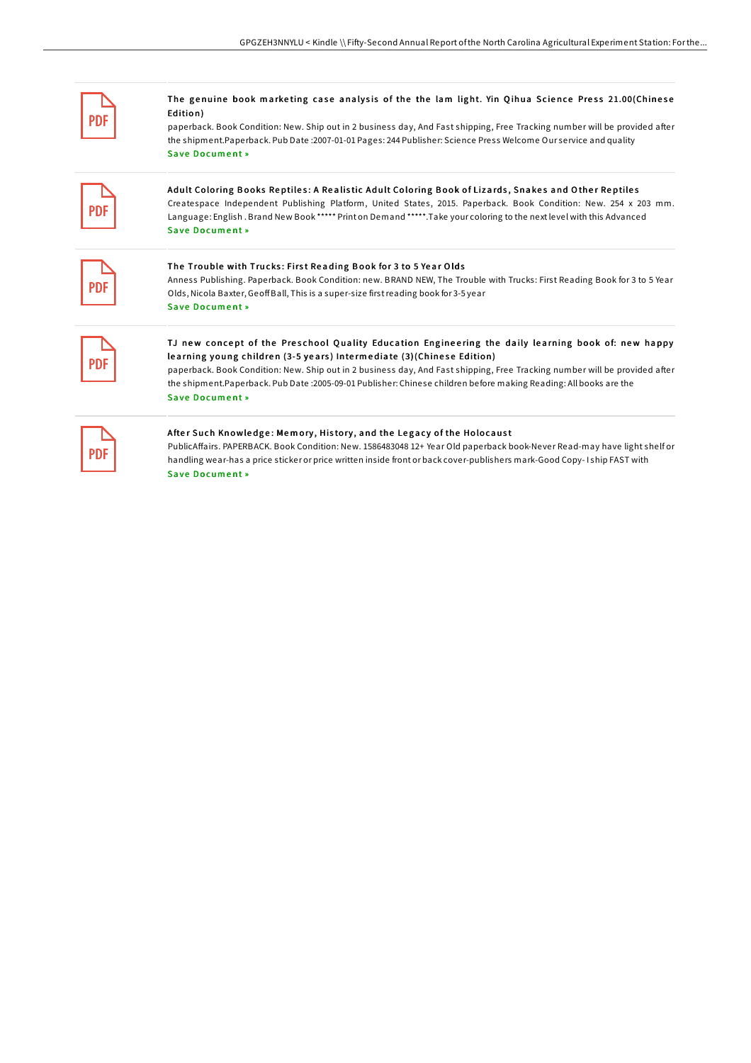PDF

**The genuine book marketing case analysis of the the lam light. Yin Qihua Science Press 21.00(Chinese Edition)**

paperback. Book Condition: New. Ship out in 2 business day, And Fast shipping, Free Tracking number will be provided after the shipment.Paperback. Pub Date :2007-01-01 Pages: 244 Publisher: Science Press Welcome Our service and quality

Save Document »

PDF

**Adult Coloring Books Reptiles: A Realistic Adult Coloring Book of Lizards, Snakes and Other Reptiles**

Createspace Independent Publishing Platform, United States, 2015. Paperback. Book Condition: New. 254 x 203 mm. Language: English . Brand New Book ***** Print on Demand *****.Take your coloring to the next level with this Advanced

Save Document »

PDF

**The Trouble with Trucks: First Reading Book for 3 to 5 Year Olds**

Anness Publishing. Paperback. Book Condition: new. BRAND NEW, The Trouble with Trucks: First Reading Book for 3 to 5 Year Olds, Nicola Baxter, Geoff Ball, This is a super-size first reading book for 3-5 year

Save Document »

PDF

**TJ new concept of the Preschool Quality Education Engineering the daily learning book of: new happy learning young children (3-5 years) Intermediate (3)(Chinese Edition)**

paperback. Book Condition: New. Ship out in 2 business day, And Fast shipping, Free Tracking number will be provided after the shipment.Paperback. Pub Date :2005-09-01 Publisher: Chinese children before making Reading: All books are the

Save Document »

PDF

**After Such Knowledge: Memory, History, and the Legacy of the Holocaust**

PublicAffairs. PAPERBACK. Book Condition: New. 1586483048 12+ Year Old paperback book-Never Read-may have light shelf or handling wear-has a price sticker or price written inside front or back cover-publishers mark-Good Copy- I ship FAST with

Save Document »